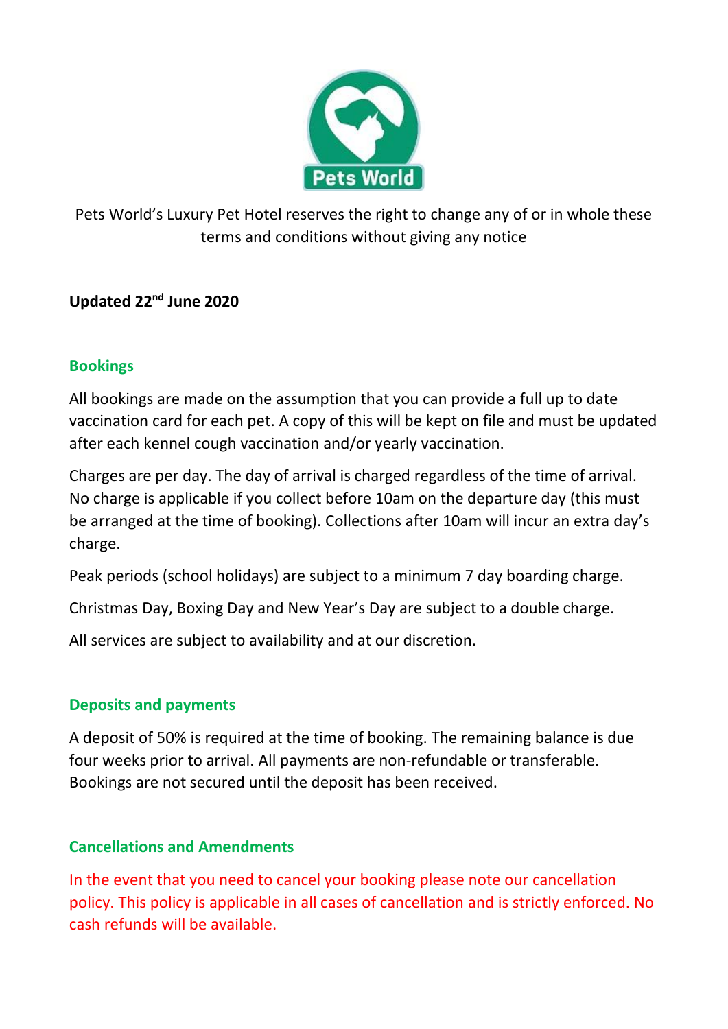Pets World

Pets World's Luxury Pet Hotel reserves the right to change any of or in whole these terms and conditions without giving any notice

**Updated 22nd June 2020**

## Bookings

All bookings are made on the assumption that you can provide a full up to date vaccination card for each pet. A copy of this will be kept on file and must be updated after each kennel cough vaccination and/or yearly vaccination.

Charges are per day. The day of arrival is charged regardless of the time of arrival. No charge is applicable if you collect before 10am on the departure day (this must be arranged at the time of booking). Collections after 10am will incur an extra day's charge.

Peak periods (school holidays) are subject to a minimum 7 day boarding charge.

Christmas Day, Boxing Day and New Year's Day are subject to a double charge.

All services are subject to availability and at our discretion.

## Deposits and payments

A deposit of 50% is required at the time of booking. The remaining balance is due four weeks prior to arrival. All payments are non-refundable or transferable. Bookings are not secured until the deposit has been received.

## Cancellations and Amendments

In the event that you need to cancel your booking please note our cancellation policy. This policy is applicable in all cases of cancellation and is strictly enforced. No cash refunds will be available.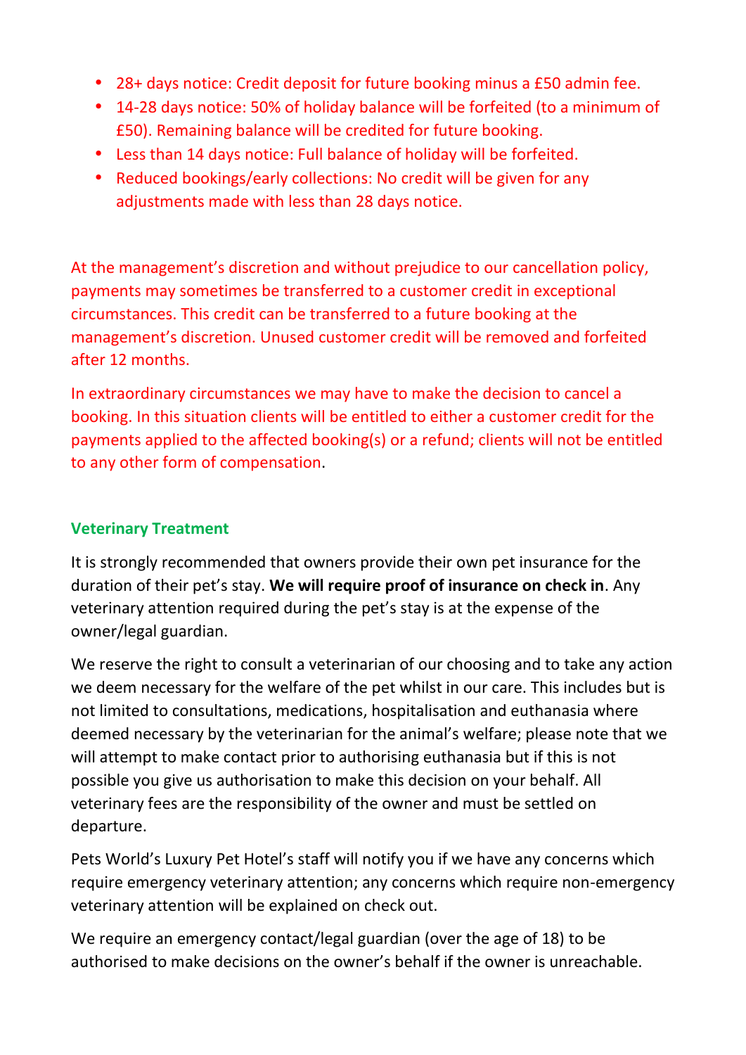- 28+ days notice: Credit deposit for future booking minus a £50 admin fee.
- 14-28 days notice: 50% of holiday balance will be forfeited (to a minimum of £50). Remaining balance will be credited for future booking.
- Less than 14 days notice: Full balance of holiday will be forfeited.
- Reduced bookings/early collections: No credit will be given for any adjustments made with less than 28 days notice.

At the management's discretion and without prejudice to our cancellation policy, payments may sometimes be transferred to a customer credit in exceptional circumstances. This credit can be transferred to a future booking at the management's discretion. Unused customer credit will be removed and forfeited after 12 months.

In extraordinary circumstances we may have to make the decision to cancel a booking. In this situation clients will be entitled to either a customer credit for the payments applied to the affected booking(s) or a refund; clients will not be entitled to any other form of compensation.

## Veterinary Treatment

It is strongly recommended that owners provide their own pet insurance for the duration of their pet's stay. **We will require proof of insurance on check in**. Any veterinary attention required during the pet's stay is at the expense of the owner/legal guardian.

We reserve the right to consult a veterinarian of our choosing and to take any action we deem necessary for the welfare of the pet whilst in our care. This includes but is not limited to consultations, medications, hospitalisation and euthanasia where deemed necessary by the veterinarian for the animal's welfare; please note that we will attempt to make contact prior to authorising euthanasia but if this is not possible you give us authorisation to make this decision on your behalf. All veterinary fees are the responsibility of the owner and must be settled on departure.

Pets World's Luxury Pet Hotel's staff will notify you if we have any concerns which require emergency veterinary attention; any concerns which require non-emergency veterinary attention will be explained on check out.

We require an emergency contact/legal guardian (over the age of 18) to be authorised to make decisions on the owner's behalf if the owner is unreachable.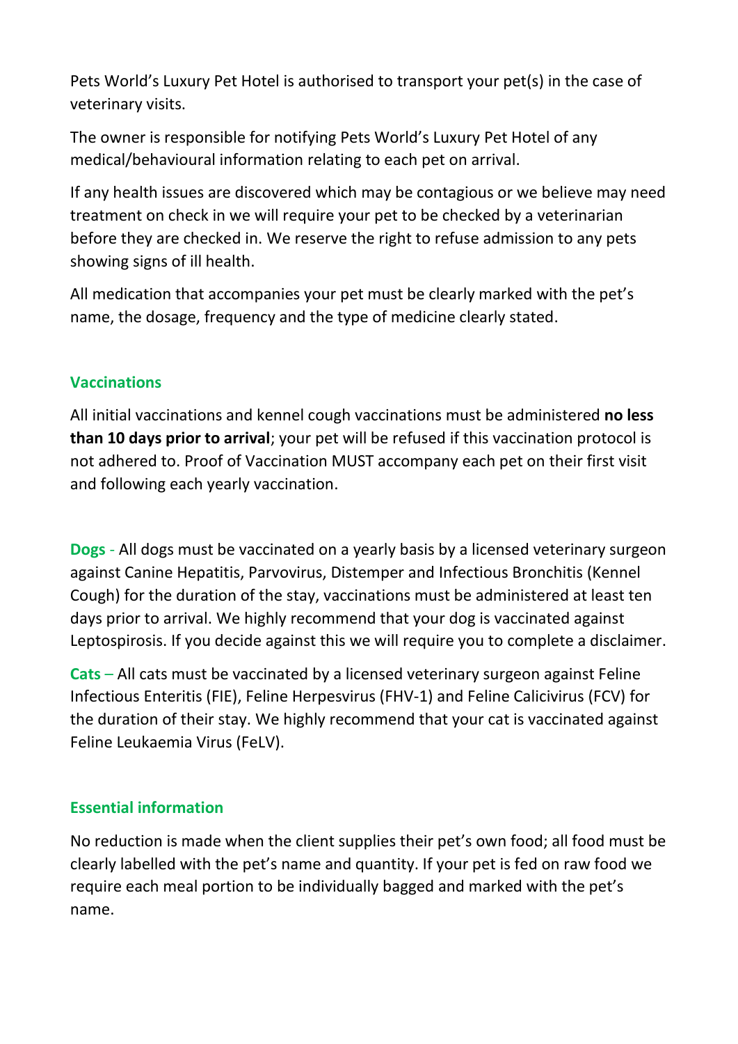Pets World's Luxury Pet Hotel is authorised to transport your pet(s) in the case of veterinary visits.

The owner is responsible for notifying Pets World's Luxury Pet Hotel of any medical/behavioural information relating to each pet on arrival.

If any health issues are discovered which may be contagious or we believe may need treatment on check in we will require your pet to be checked by a veterinarian before they are checked in. We reserve the right to refuse admission to any pets showing signs of ill health.

All medication that accompanies your pet must be clearly marked with the pet's name, the dosage, frequency and the type of medicine clearly stated.

## Vaccinations

All initial vaccinations and kennel cough vaccinations must be administered **no less than 10 days prior to arrival**; your pet will be refused if this vaccination protocol is not adhered to. Proof of Vaccination MUST accompany each pet on their first visit and following each yearly vaccination.

**Dogs** - All dogs must be vaccinated on a yearly basis by a licensed veterinary surgeon against Canine Hepatitis, Parvovirus, Distemper and Infectious Bronchitis (Kennel Cough) for the duration of the stay, vaccinations must be administered at least ten days prior to arrival. We highly recommend that your dog is vaccinated against Leptospirosis. If you decide against this we will require you to complete a disclaimer.

**Cats** – All cats must be vaccinated by a licensed veterinary surgeon against Feline Infectious Enteritis (FIE), Feline Herpesvirus (FHV-1) and Feline Calicivirus (FCV) for the duration of their stay. We highly recommend that your cat is vaccinated against Feline Leukaemia Virus (FeLV).

## Essential information

No reduction is made when the client supplies their pet's own food; all food must be clearly labelled with the pet's name and quantity. If your pet is fed on raw food we require each meal portion to be individually bagged and marked with the pet's name.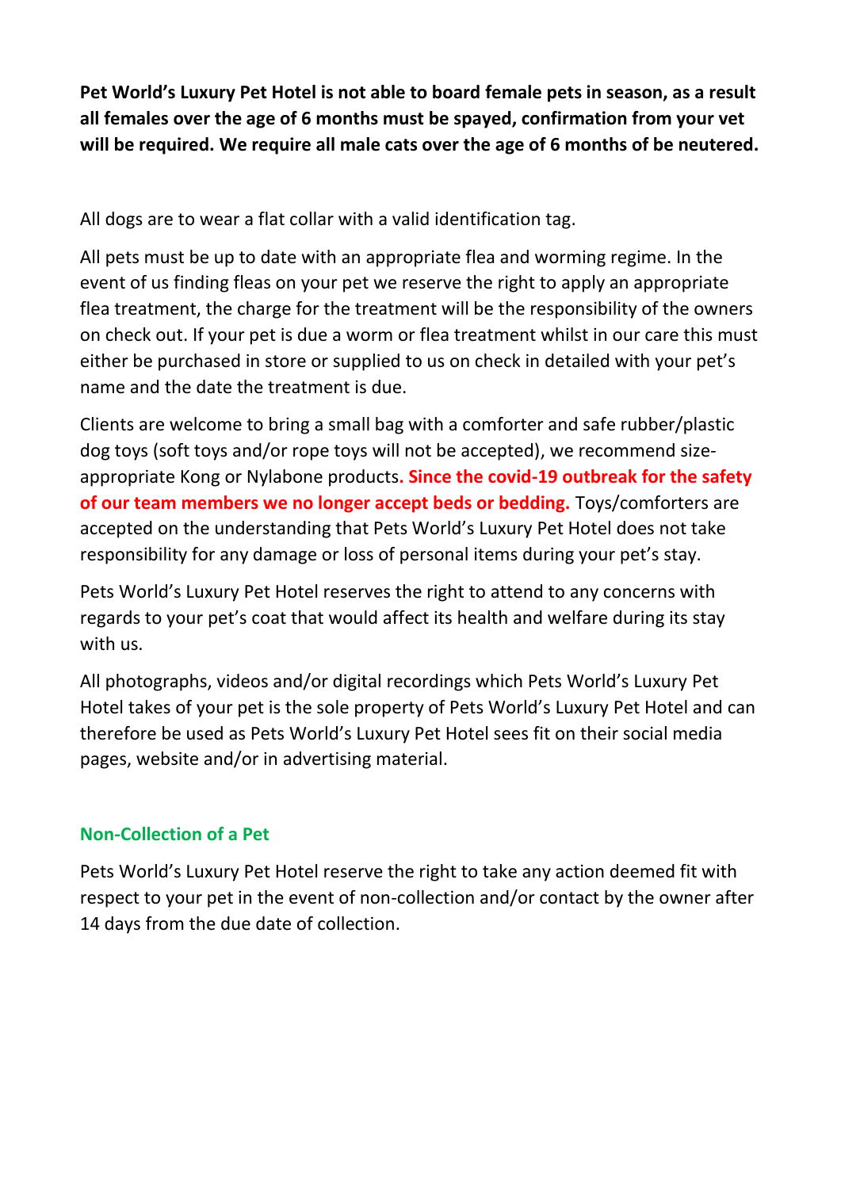**Pet World's Luxury Pet Hotel is not able to board female pets in season, as a result all females over the age of 6 months must be spayed, confirmation from your vet will be required. We require all male cats over the age of 6 months of be neutered.**

All dogs are to wear a flat collar with a valid identification tag.

All pets must be up to date with an appropriate flea and worming regime. In the event of us finding fleas on your pet we reserve the right to apply an appropriate flea treatment, the charge for the treatment will be the responsibility of the owners on check out. If your pet is due a worm or flea treatment whilst in our care this must either be purchased in store or supplied to us on check in detailed with your pet's name and the date the treatment is due.

Clients are welcome to bring a small bag with a comforter and safe rubber/plastic dog toys (soft toys and/or rope toys will not be accepted), we recommend size-appropriate Kong or Nylabone products**. Since the covid-19 outbreak for the safety of our team members we no longer accept beds or bedding.** Toys/comforters are accepted on the understanding that Pets World's Luxury Pet Hotel does not take responsibility for any damage or loss of personal items during your pet's stay.

Pets World's Luxury Pet Hotel reserves the right to attend to any concerns with regards to your pet's coat that would affect its health and welfare during its stay with us.

All photographs, videos and/or digital recordings which Pets World's Luxury Pet Hotel takes of your pet is the sole property of Pets World's Luxury Pet Hotel and can therefore be used as Pets World's Luxury Pet Hotel sees fit on their social media pages, website and/or in advertising material.

### Non-Collection of a Pet

Pets World's Luxury Pet Hotel reserve the right to take any action deemed fit with respect to your pet in the event of non-collection and/or contact by the owner after 14 days from the due date of collection.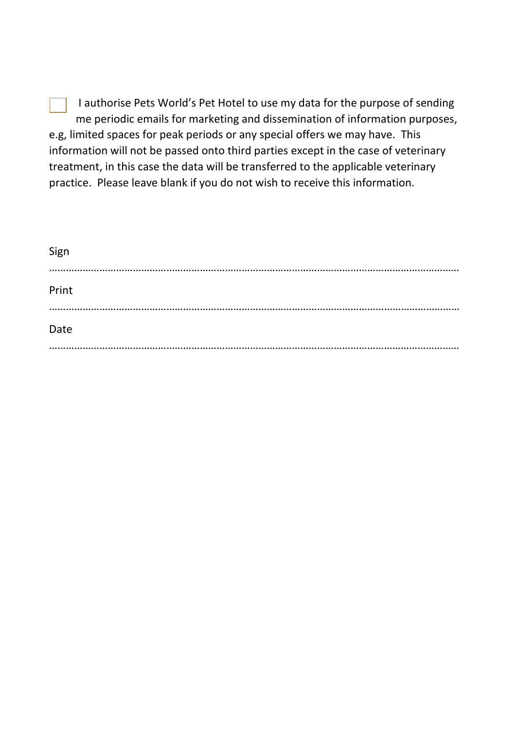☐ I authorise Pets World's Pet Hotel to use my data for the purpose of sending me periodic emails for marketing and dissemination of information purposes, e.g, limited spaces for peak periods or any special offers we may have. This information will not be passed onto third parties except in the case of veterinary treatment, in this case the data will be transferred to the applicable veterinary practice. Please leave blank if you do not wish to receive this information.

Sign

……………………………………………………………………………………………………………………………

Print

……………………………………………………………………………………………………………………………

Date

……………………………………………………………………………………………………………………………